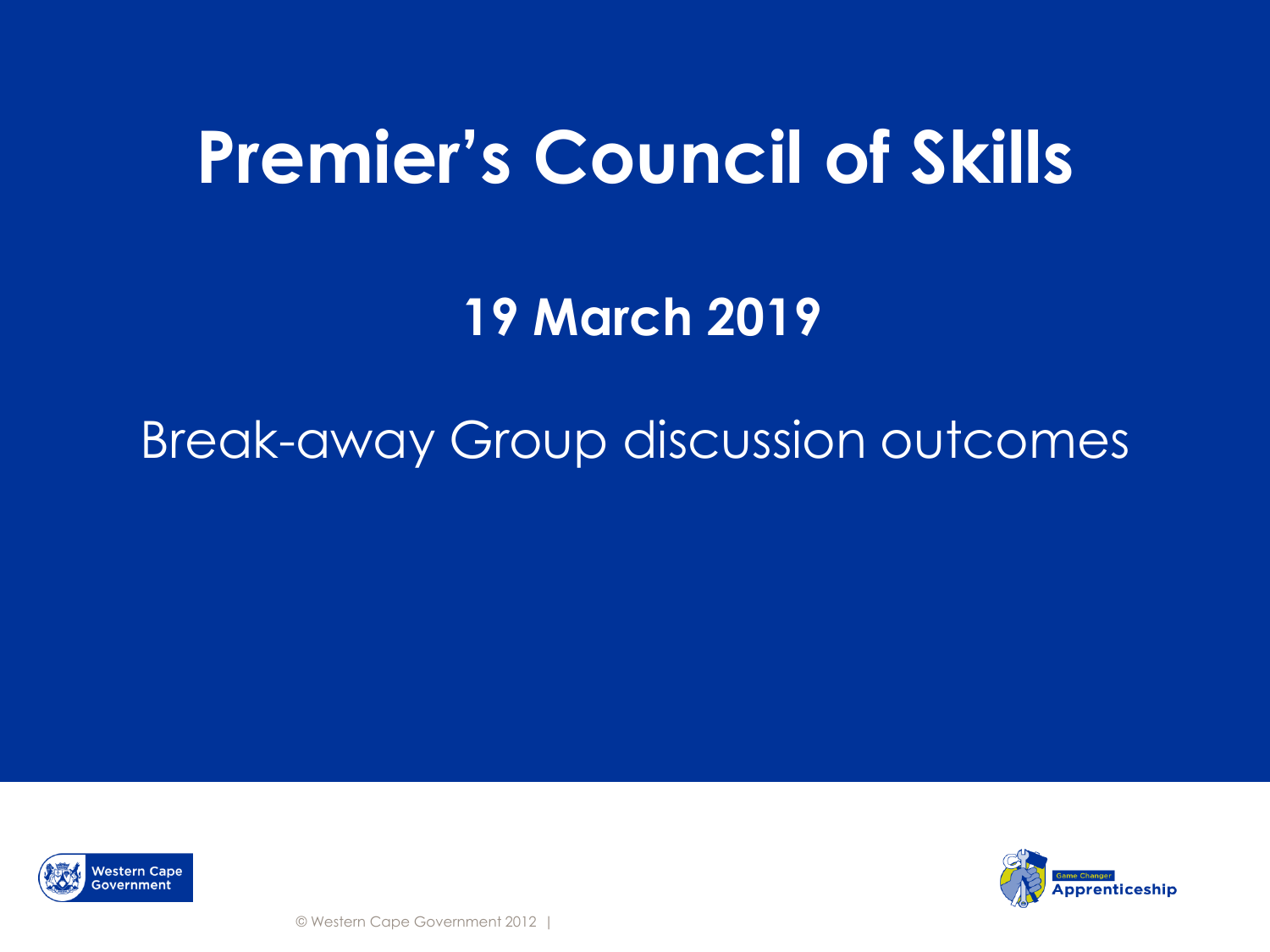# Premier's Council of Skills

## 19 March 2019

Break-away Group discussion outcomes

Western Cape Government

Game Changer Apprenticeship

© Western Cape Government 2012 |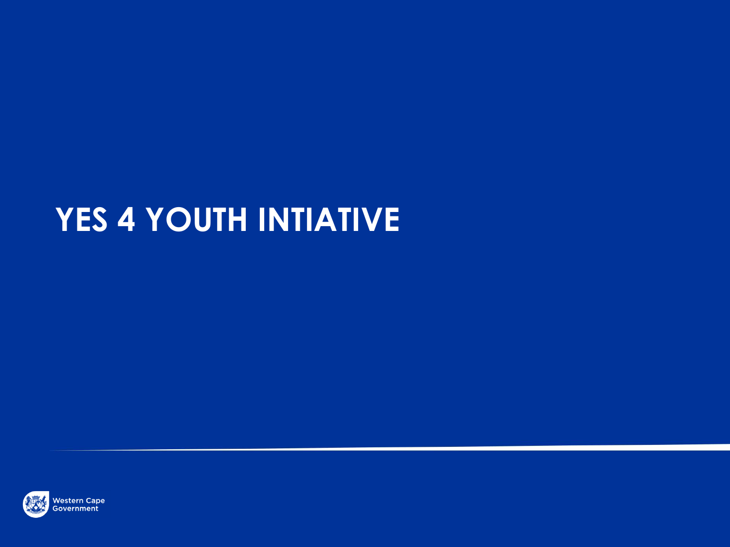# YES 4 YOUTH INTIATIVE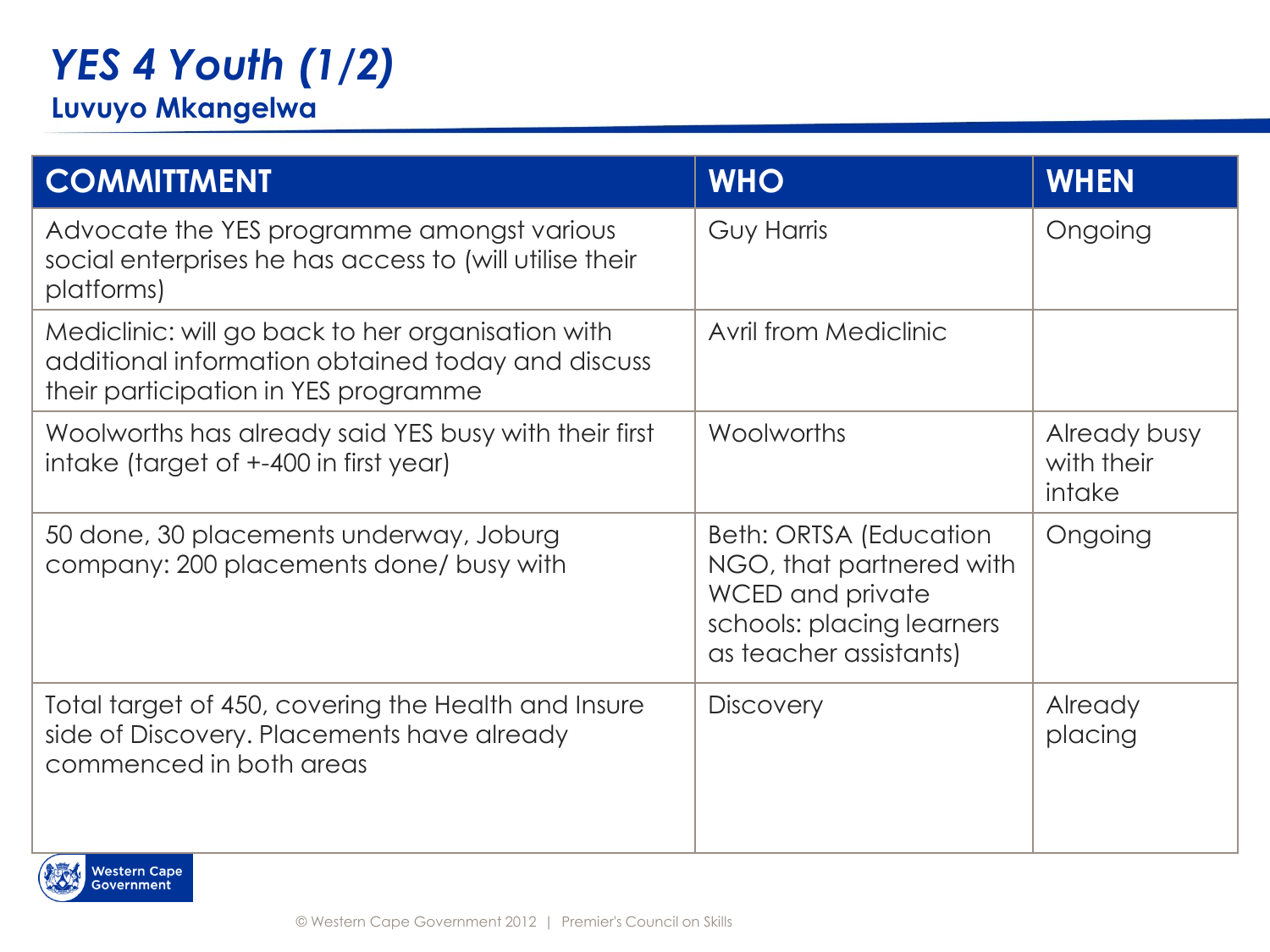# *YES 4 Youth (1/2)*

## Luvuyo Mkangelwa

| COMMITTMENT | WHO | WHEN |
| --- | --- | --- |
| Advocate the YES programme amongst various social enterprises he has access to (will utilise their platforms) | Guy Harris | Ongoing |
| Mediclinic: will go back to her organisation with additional information obtained today and discuss their participation in YES programme | Avril from Mediclinic | |
| Woolworths has already said YES busy with their first intake (target of +-400 in first year) | Woolworths | Already busy with their intake |
| 50 done, 30 placements underway, Joburg company: 200 placements done/ busy with | Beth: ORTSA (Education NGO, that partnered with WCED and private schools: placing learners as teacher assistants) | Ongoing |
| Total target of 450, covering the Health and Insure side of Discovery. Placements have already commenced in both areas | Discovery | Already placing |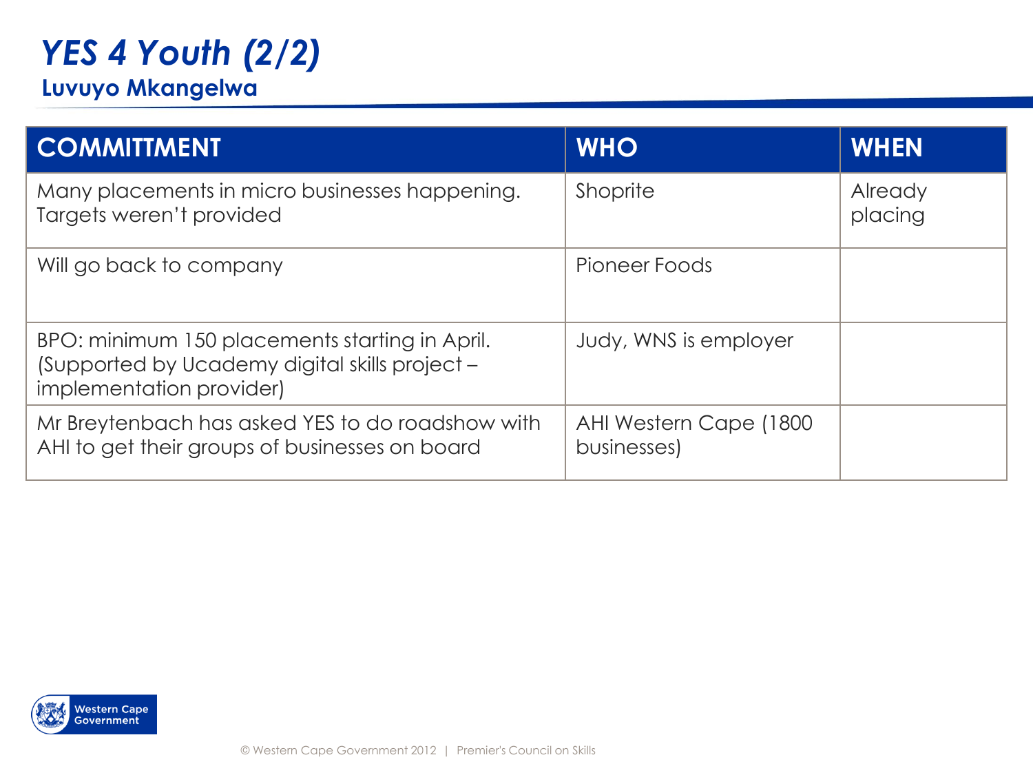# *YES 4 Youth (2/2)*

## Luvuyo Mkangelwa

| COMMITTMENT | WHO | WHEN |
| --- | --- | --- |
| Many placements in micro businesses happening. Targets weren't provided | Shoprite | Already placing |
| Will go back to company | Pioneer Foods | |
| BPO: minimum 150 placements starting in April. (Supported by Ucademy digital skills project – implementation provider) | Judy, WNS is employer | |
| Mr Breytenbach has asked YES to do roadshow with AHI to get their groups of businesses on board | AHI Western Cape (1800 businesses) | |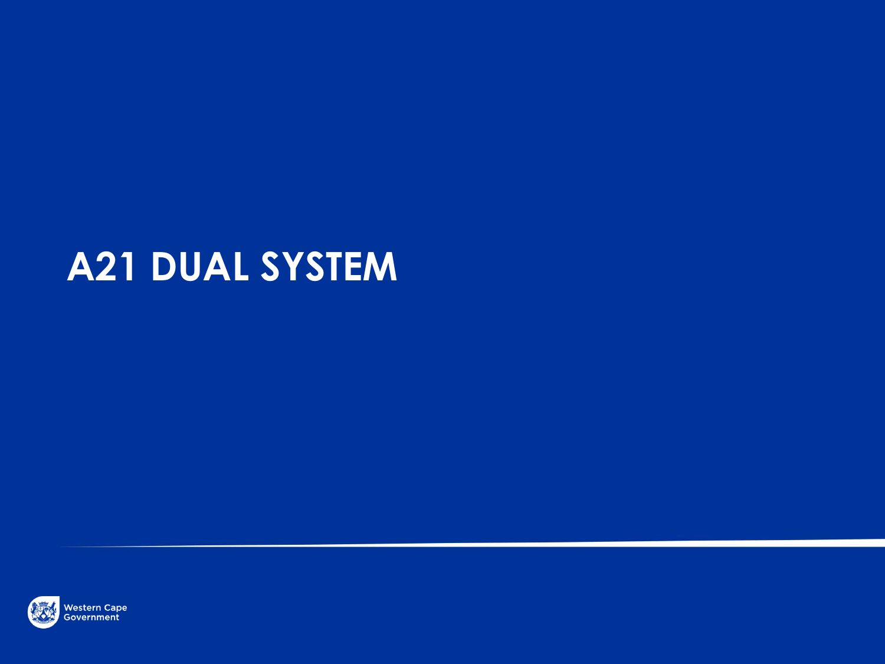# A21 DUAL SYSTEM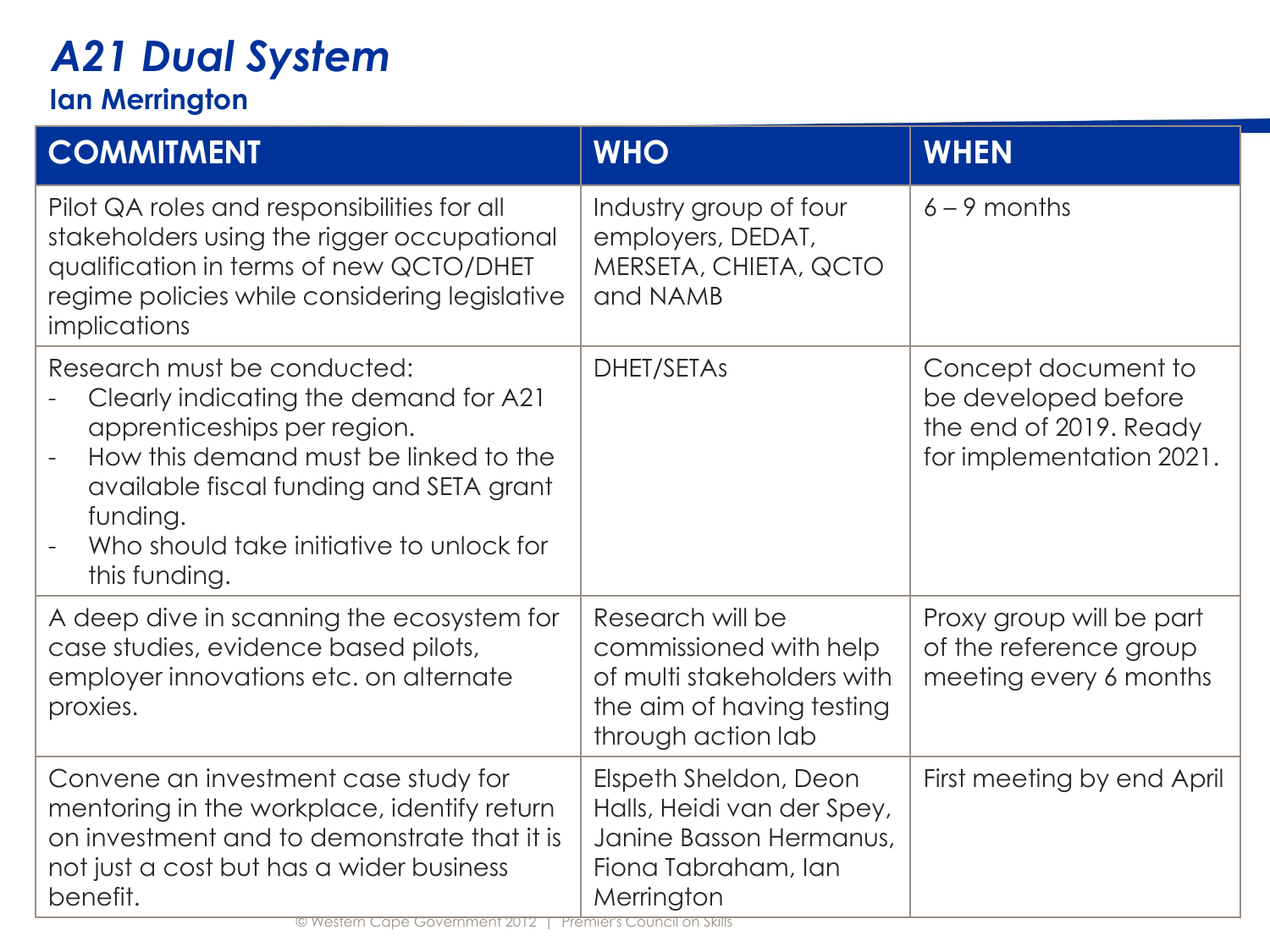# *A21 Dual System*

## Ian Merrington

| COMMITMENT | WHO | WHEN |
|---|---|---|
| Pilot QA roles and responsibilities for all stakeholders using the rigger occupational qualification in terms of new QCTO/DHET regime policies while considering legislative implications | Industry group of four employers, DEDAT, MERSETA, CHIETA, QCTO and NAMB | 6 – 9 months |
| Research must be conducted:<br>- Clearly indicating the demand for A21 apprenticeships per region.<br>- How this demand must be linked to the available fiscal funding and SETA grant funding.<br>- Who should take initiative to unlock for this funding. | DHET/SETAs | Concept document to be developed before the end of 2019. Ready for implementation 2021. |
| A deep dive in scanning the ecosystem for case studies, evidence based pilots, employer innovations etc. on alternate proxies. | Research will be commissioned with help of multi stakeholders with the aim of having testing through action lab | Proxy group will be part of the reference group meeting every 6 months |
| Convene an investment case study for mentoring in the workplace, identify return on investment and to demonstrate that it is not just a cost but has a wider business benefit. | Elspeth Sheldon, Deon Halls, Heidi van der Spey, Janine Basson Hermanus, Fiona Tabraham, Ian Merrington | First meeting by end April |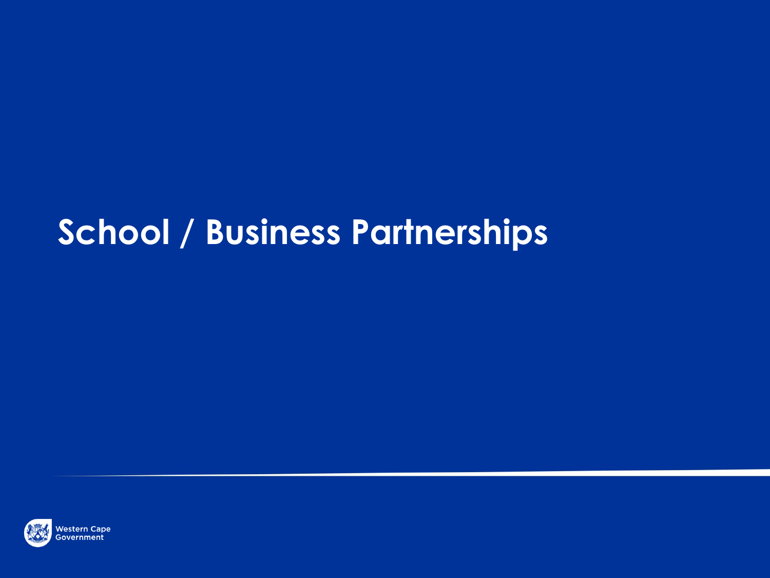# School / Business Partnerships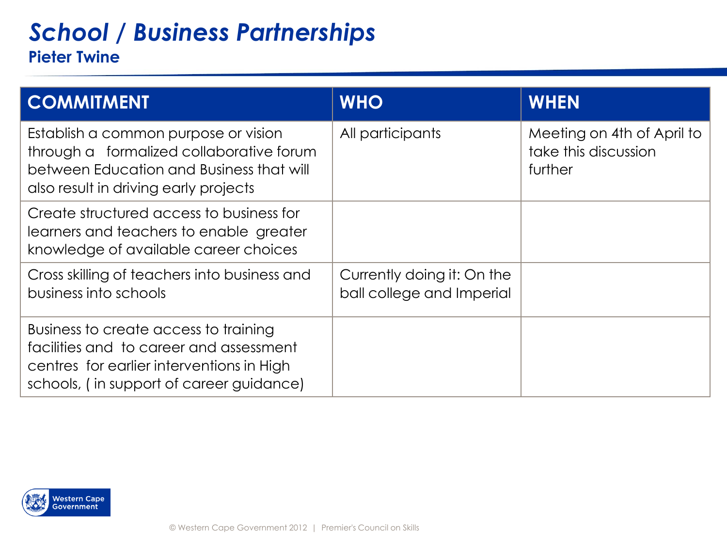# *School / Business Partnerships*

## Pieter Twine

| COMMITMENT | WHO | WHEN |
|---|---|---|
| Establish a common purpose or vision through a formalized collaborative forum between Education and Business that will also result in driving early projects | All participants | Meeting on 4th of April to take this discussion further |
| Create structured access to business for learners and teachers to enable greater knowledge of available career choices | | |
| Cross skilling of teachers into business and business into schools | Currently doing it: On the ball college and Imperial | |
| Business to create access to training facilities and to career and assessment centres for earlier interventions in High schools, ( in support of career guidance) | | |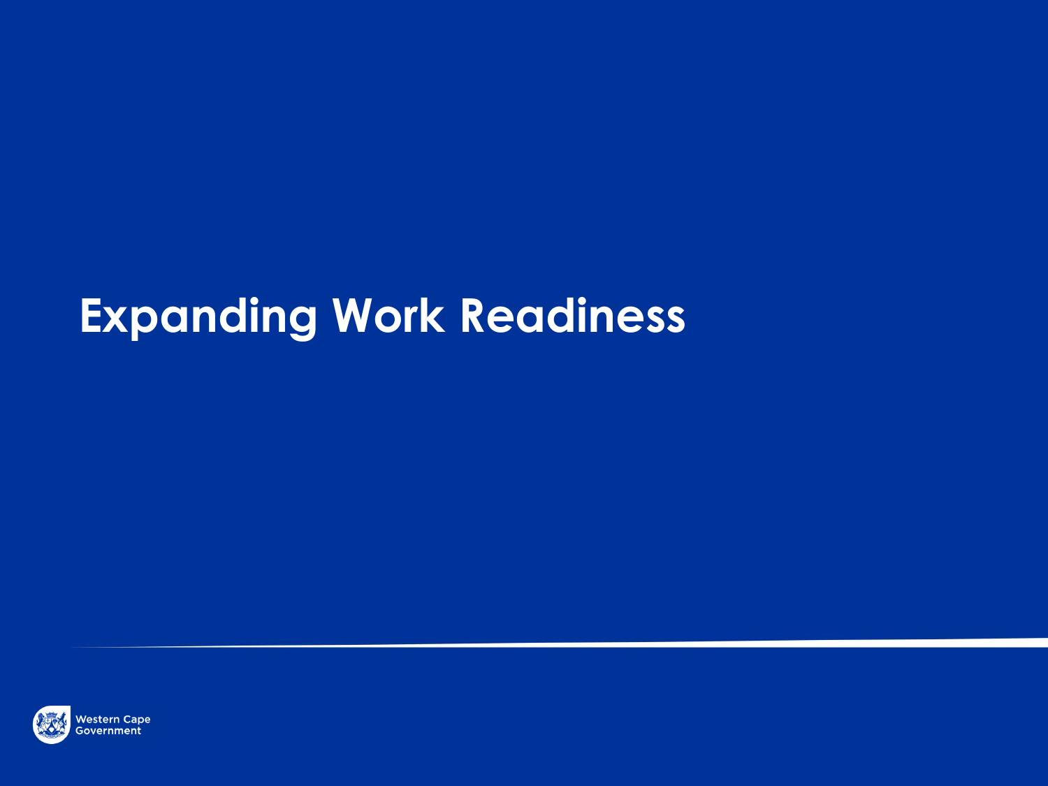# Expanding Work Readiness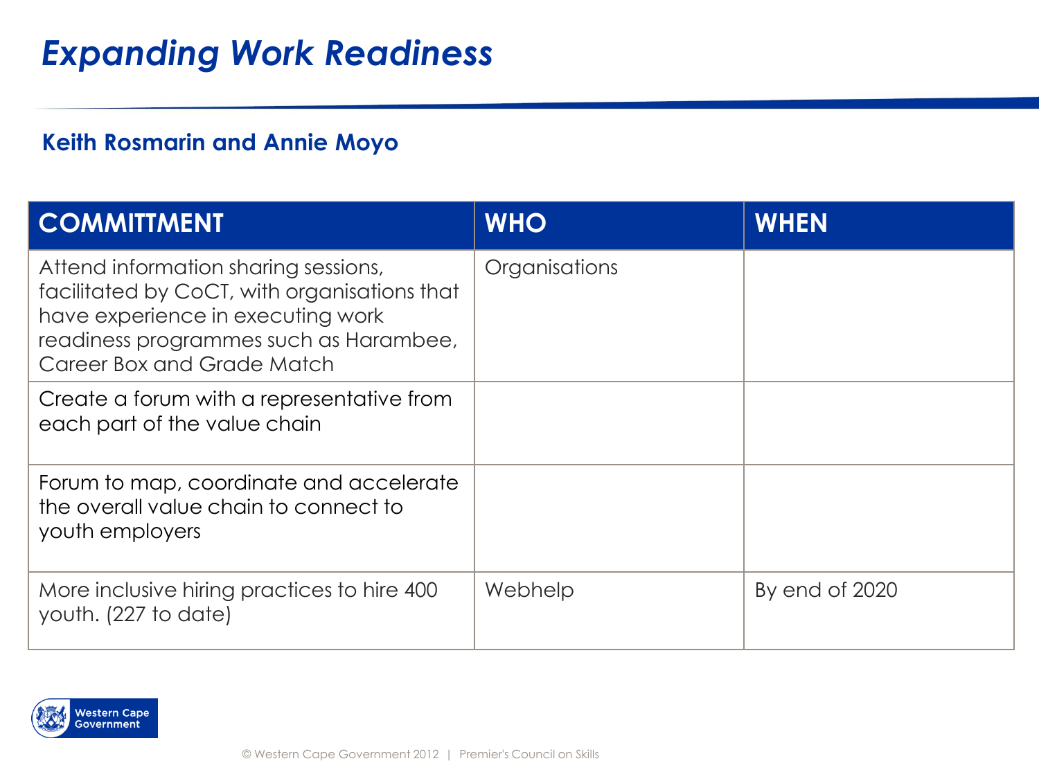# *Expanding Work Readiness*

**Keith Rosmarin and Annie Moyo**

| COMMITTMENT | WHO | WHEN |
| --- | --- | --- |
| Attend information sharing sessions, facilitated by CoCT, with organisations that have experience in executing work readiness programmes such as Harambee, Career Box and Grade Match | Organisations | |
| Create a forum with a representative from each part of the value chain | | |
| Forum to map, coordinate and accelerate the overall value chain to connect to youth employers | | |
| More inclusive hiring practices to hire 400 youth. (227 to date) | Webhelp | By end of 2020 |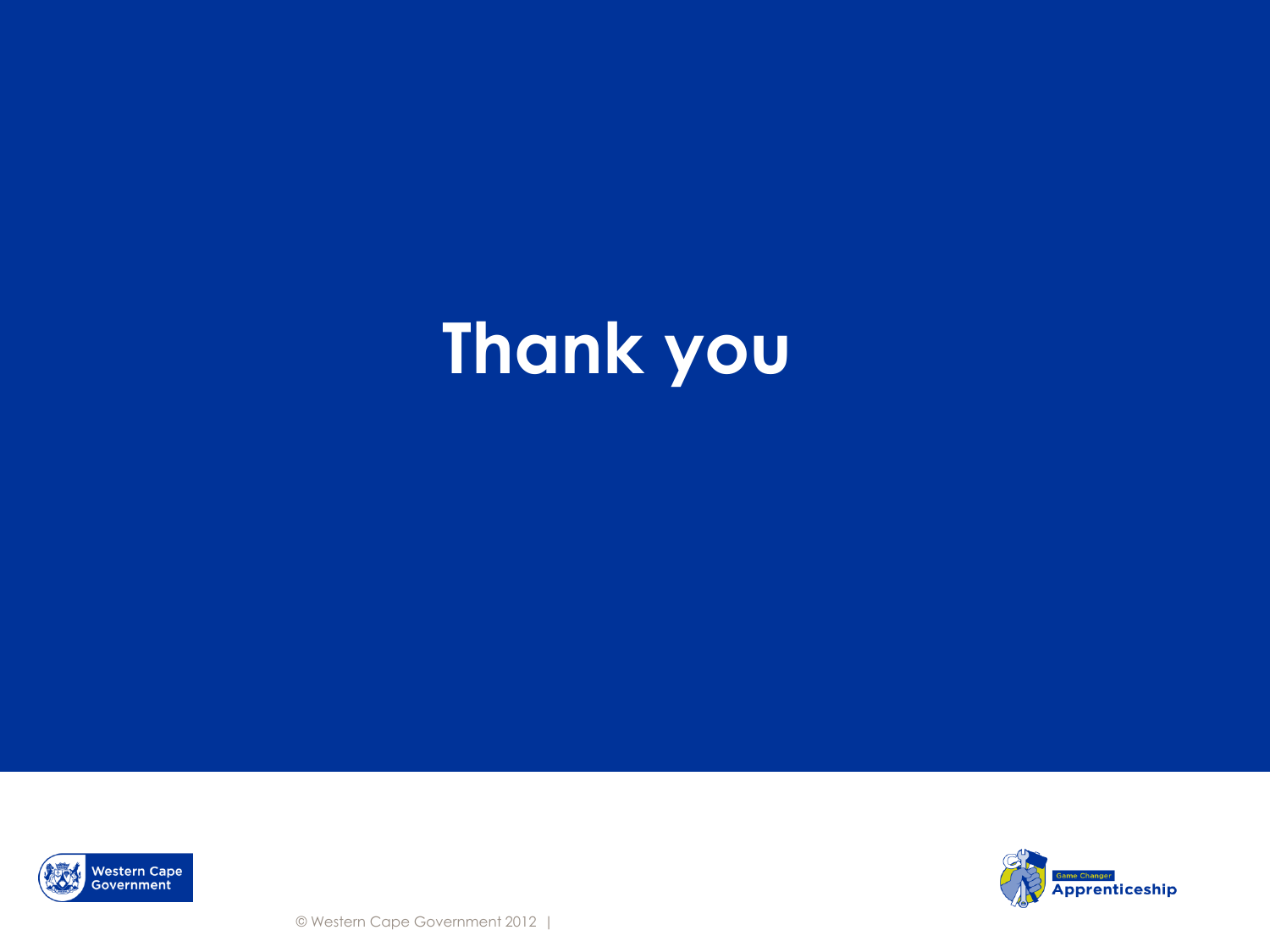# Thank you